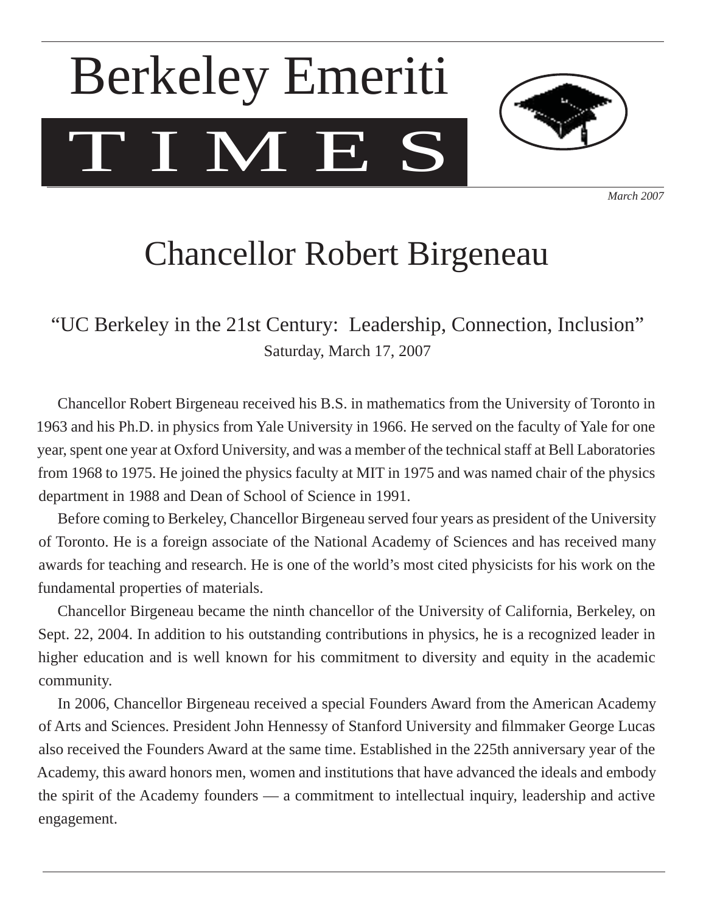# Berkeley Emeriti TIMES

*March 2007*

## Chancellor Robert Birgeneau

### "UC Berkeley in the 21st Century: Leadership, Connection, Inclusion"

Saturday, March 17, 2007

Chancellor Robert Birgeneau received his B.S. in mathematics from the University of Toronto in 1963 and his Ph.D. in physics from Yale University in 1966. He served on the faculty of Yale for one year, spent one year at Oxford University, and was a member of the technical staff at Bell Laboratories from 1968 to 1975. He joined the physics faculty at MIT in 1975 and was named chair of the physics department in 1988 and Dean of School of Science in 1991.

Before coming to Berkeley, Chancellor Birgeneau served four years as president of the University of Toronto. He is a foreign associate of the National Academy of Sciences and has received many awards for teaching and research. He is one of the world's most cited physicists for his work on the fundamental properties of materials.

Chancellor Birgeneau became the ninth chancellor of the University of California, Berkeley, on Sept. 22, 2004. In addition to his outstanding contributions in physics, he is a recognized leader in higher education and is well known for his commitment to diversity and equity in the academic community.

In 2006, Chancellor Birgeneau received a special Founders Award from the American Academy of Arts and Sciences. President John Hennessy of Stanford University and filmmaker George Lucas also received the Founders Award at the same time. Established in the 225th anniversary year of the Academy, this award honors men, women and institutions that have advanced the ideals and embody the spirit of the Academy founders — a commitment to intellectual inquiry, leadership and active engagement.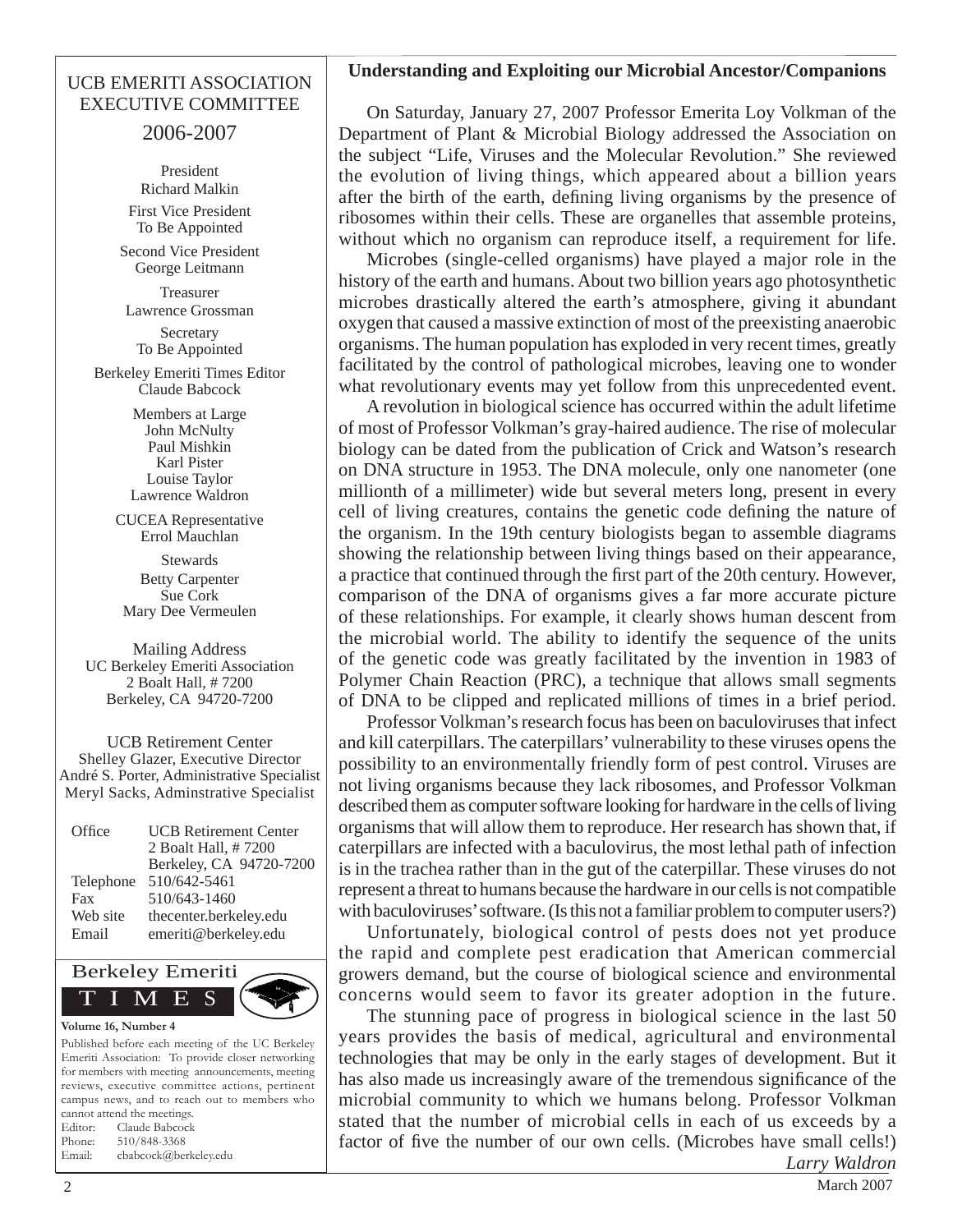# UCB EMERITI ASSOCIATION EXECUTIVE COMMITTEE

## 2006-2007

President
Richard Malkin

First Vice President
To Be Appointed

Second Vice President
George Leitmann

Treasurer
Lawrence Grossman

Secretary
To Be Appointed

Berkeley Emeriti Times Editor
Claude Babcock

Members at Large
John McNulty
Paul Mishkin
Karl Pister
Louise Taylor
Lawrence Waldron

CUCEA Representative
Errol Mauchlan

Stewards
Betty Carpenter
Sue Cork
Mary Dee Vermeulen

Mailing Address
UC Berkeley Emeriti Association
2 Boalt Hall, # 7200
Berkeley, CA 94720-7200

UCB Retirement Center
Shelley Glazer, Executive Director
André S. Porter, Administrative Specialist
Meryl Sacks, Adminstrative Specialist

| | |
|---|---|
| Office | UCB Retirement Center<br>2 Boalt Hall, # 7200<br>Berkeley, CA 94720-7200 |
| Telephone | 510/642-5461 |
| Fax | 510/643-1460 |
| Web site | thecenter.berkeley.edu |
| Email | emeriti@berkeley.edu |

Berkeley Emeriti TIMES

**Volume 16, Number 4**

Published before each meeting of the UC Berkeley Emeriti Association: To provide closer networking for members with meeting announcements, meeting reviews, executive committee actions, pertinent campus news, and to reach out to members who cannot attend the meetings.

Editor: Claude Babcock
Phone: 510/848-3368
Email: cbabcock@berkeley.edu

## Understanding and Exploiting our Microbial Ancestor/Companions

On Saturday, January 27, 2007 Professor Emerita Loy Volkman of the Department of Plant & Microbial Biology addressed the Association on the subject "Life, Viruses and the Molecular Revolution." She reviewed the evolution of living things, which appeared about a billion years after the birth of the earth, defining living organisms by the presence of ribosomes within their cells. These are organelles that assemble proteins, without which no organism can reproduce itself, a requirement for life.

Microbes (single-celled organisms) have played a major role in the history of the earth and humans. About two billion years ago photosynthetic microbes drastically altered the earth's atmosphere, giving it abundant oxygen that caused a massive extinction of most of the preexisting anaerobic organisms. The human population has exploded in very recent times, greatly facilitated by the control of pathological microbes, leaving one to wonder what revolutionary events may yet follow from this unprecedented event.

A revolution in biological science has occurred within the adult lifetime of most of Professor Volkman's gray-haired audience. The rise of molecular biology can be dated from the publication of Crick and Watson's research on DNA structure in 1953. The DNA molecule, only one nanometer (one millionth of a millimeter) wide but several meters long, present in every cell of living creatures, contains the genetic code defining the nature of the organism. In the 19th century biologists began to assemble diagrams showing the relationship between living things based on their appearance, a practice that continued through the first part of the 20th century. However, comparison of the DNA of organisms gives a far more accurate picture of these relationships. For example, it clearly shows human descent from the microbial world. The ability to identify the sequence of the units of the genetic code was greatly facilitated by the invention in 1983 of Polymer Chain Reaction (PRC), a technique that allows small segments of DNA to be clipped and replicated millions of times in a brief period.

Professor Volkman's research focus has been on baculoviruses that infect and kill caterpillars. The caterpillars' vulnerability to these viruses opens the possibility to an environmentally friendly form of pest control. Viruses are not living organisms because they lack ribosomes, and Professor Volkman described them as computer software looking for hardware in the cells of living organisms that will allow them to reproduce. Her research has shown that, if caterpillars are infected with a baculovirus, the most lethal path of infection is in the trachea rather than in the gut of the caterpillar. These viruses do not represent a threat to humans because the hardware in our cells is not compatible with baculoviruses' software. (Is this not a familiar problem to computer users?)

Unfortunately, biological control of pests does not yet produce the rapid and complete pest eradication that American commercial growers demand, but the course of biological science and environmental concerns would seem to favor its greater adoption in the future.

The stunning pace of progress in biological science in the last 50 years provides the basis of medical, agricultural and environmental technologies that may be only in the early stages of development. But it has also made us increasingly aware of the tremendous significance of the microbial community to which we humans belong. Professor Volkman stated that the number of microbial cells in each of us exceeds by a factor of five the number of our own cells. (Microbes have small cells!)

*Larry Waldron*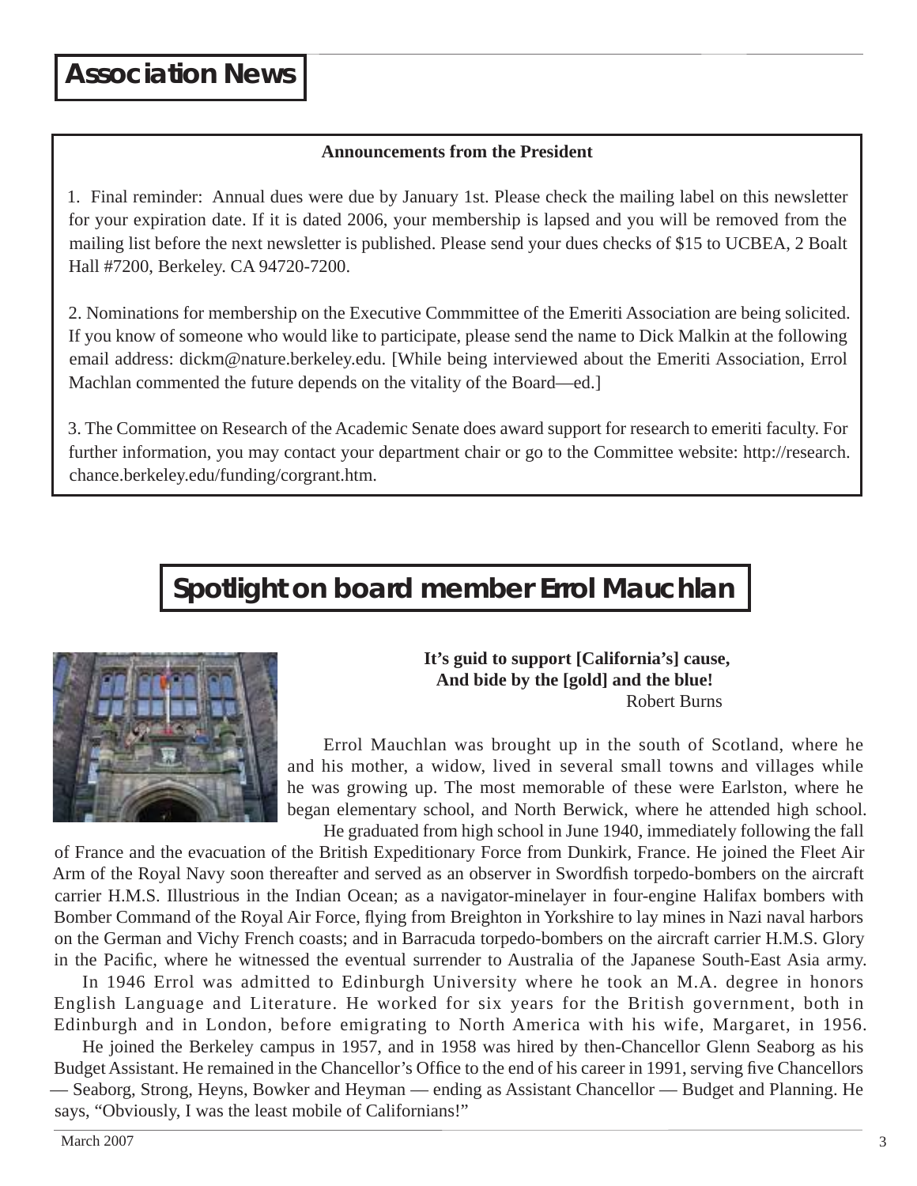# Association News

**Announcements from the President**

1. Final reminder: Annual dues were due by January 1st. Please check the mailing label on this newsletter for your expiration date. If it is dated 2006, your membership is lapsed and you will be removed from the mailing list before the next newsletter is published. Please send your dues checks of $15 to UCBEA, 2 Boalt Hall #7200, Berkeley. CA 94720-7200.

2. Nominations for membership on the Executive Commmittee of the Emeriti Association are being solicited. If you know of someone who would like to participate, please send the name to Dick Malkin at the following email address: dickm@nature.berkeley.edu. [While being interviewed about the Emeriti Association, Errol Machlan commented the future depends on the vitality of the Board—ed.]

3. The Committee on Research of the Academic Senate does award support for research to emeriti faculty. For further information, you may contact your department chair or go to the Committee website: http://research.chance.berkeley.edu/funding/corgrant.htm.

## Spotlight on board member Errol Mauchlan

**It's guid to support [California's] cause,**
**And bide by the [gold] and the blue!**
Robert Burns

Errol Mauchlan was brought up in the south of Scotland, where he and his mother, a widow, lived in several small towns and villages while he was growing up. The most memorable of these were Earlston, where he began elementary school, and North Berwick, where he attended high school.

He graduated from high school in June 1940, immediately following the fall of France and the evacuation of the British Expeditionary Force from Dunkirk, France. He joined the Fleet Air Arm of the Royal Navy soon thereafter and served as an observer in Swordfish torpedo-bombers on the aircraft carrier H.M.S. Illustrious in the Indian Ocean; as a navigator-minelayer in four-engine Halifax bombers with Bomber Command of the Royal Air Force, flying from Breighton in Yorkshire to lay mines in Nazi naval harbors on the German and Vichy French coasts; and in Barracuda torpedo-bombers on the aircraft carrier H.M.S. Glory in the Pacific, where he witnessed the eventual surrender to Australia of the Japanese South-East Asia army.

In 1946 Errol was admitted to Edinburgh University where he took an M.A. degree in honors English Language and Literature. He worked for six years for the British government, both in Edinburgh and in London, before emigrating to North America with his wife, Margaret, in 1956.

He joined the Berkeley campus in 1957, and in 1958 was hired by then-Chancellor Glenn Seaborg as his Budget Assistant. He remained in the Chancellor's Office to the end of his career in 1991, serving five Chancellors — Seaborg, Strong, Heyns, Bowker and Heyman — ending as Assistant Chancellor — Budget and Planning. He says, "Obviously, I was the least mobile of Californians!"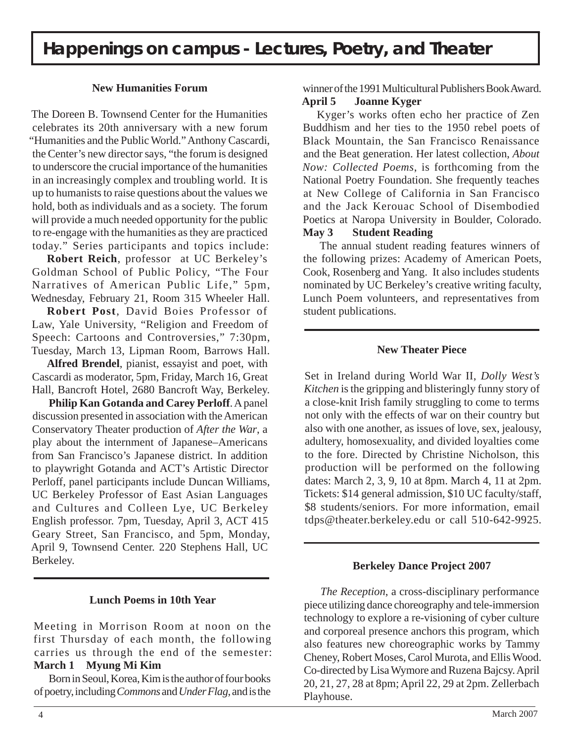# Happenings on campus - Lectures, Poetry, and Theater

### New Humanities Forum

The Doreen B. Townsend Center for the Humanities celebrates its 20th anniversary with a new forum "Humanities and the Public World." Anthony Cascardi, the Center's new director says, "the forum is designed to underscore the crucial importance of the humanities in an increasingly complex and troubling world. It is up to humanists to raise questions about the values we hold, both as individuals and as a society. The forum will provide a much needed opportunity for the public to re-engage with the humanities as they are practiced today." Series participants and topics include:

**Robert Reich**, professor at UC Berkeley's Goldman School of Public Policy, "The Four Narratives of American Public Life," 5pm, Wednesday, February 21, Room 315 Wheeler Hall.

**Robert Post**, David Boies Professor of Law, Yale University, "Religion and Freedom of Speech: Cartoons and Controversies," 7:30pm, Tuesday, March 13, Lipman Room, Barrows Hall.

**Alfred Brendel**, pianist, essayist and poet, with Cascardi as moderator, 5pm, Friday, March 16, Great Hall, Bancroft Hotel, 2680 Bancroft Way, Berkeley.

**Philip Kan Gotanda and Carey Perloff**. A panel discussion presented in association with the American Conservatory Theater production of *After the War*, a play about the internment of Japanese–Americans from San Francisco's Japanese district. In addition to playwright Gotanda and ACT's Artistic Director Perloff, panel participants include Duncan Williams, UC Berkeley Professor of East Asian Languages and Cultures and Colleen Lye, UC Berkeley English professor. 7pm, Tuesday, April 3, ACT 415 Geary Street, San Francisco, and 5pm, Monday, April 9, Townsend Center. 220 Stephens Hall, UC Berkeley.

### Lunch Poems in 10th Year

Meeting in Morrison Room at noon on the first Thursday of each month, the following carries us through the end of the semester:

**March 1 Myung Mi Kim**

Born in Seoul, Korea, Kim is the author of four books of poetry, including *Commons* and *Under Flag*, and is the winner of the 1991 Multicultural Publishers Book Award.

**April 5 Joanne Kyger**

Kyger's works often echo her practice of Zen Buddhism and her ties to the 1950 rebel poets of Black Mountain, the San Francisco Renaissance and the Beat generation. Her latest collection, *About Now: Collected Poems*, is forthcoming from the National Poetry Foundation. She frequently teaches at New College of California in San Francisco and the Jack Kerouac School of Disembodied Poetics at Naropa University in Boulder, Colorado.

**May 3 Student Reading**

The annual student reading features winners of the following prizes: Academy of American Poets, Cook, Rosenberg and Yang. It also includes students nominated by UC Berkeley's creative writing faculty, Lunch Poem volunteers, and representatives from student publications.

### New Theater Piece

Set in Ireland during World War II, *Dolly West's Kitchen* is the gripping and blisteringly funny story of a close-knit Irish family struggling to come to terms not only with the effects of war on their country but also with one another, as issues of love, sex, jealousy, adultery, homosexuality, and divided loyalties come to the fore. Directed by Christine Nicholson, this production will be performed on the following dates: March 2, 3, 9, 10 at 8pm. March 4, 11 at 2pm. Tickets: $14 general admission, $10 UC faculty/staff, $8 students/seniors. For more information, email tdps@theater.berkeley.edu or call 510-642-9925.

### Berkeley Dance Project 2007

*The Reception*, a cross-disciplinary performance piece utilizing dance choreography and tele-immersion technology to explore a re-visioning of cyber culture and corporeal presence anchors this program, which also features new choreographic works by Tammy Cheney, Robert Moses, Carol Murota, and Ellis Wood. Co-directed by Lisa Wymore and Ruzena Bajcsy. April 20, 21, 27, 28 at 8pm; April 22, 29 at 2pm. Zellerbach Playhouse.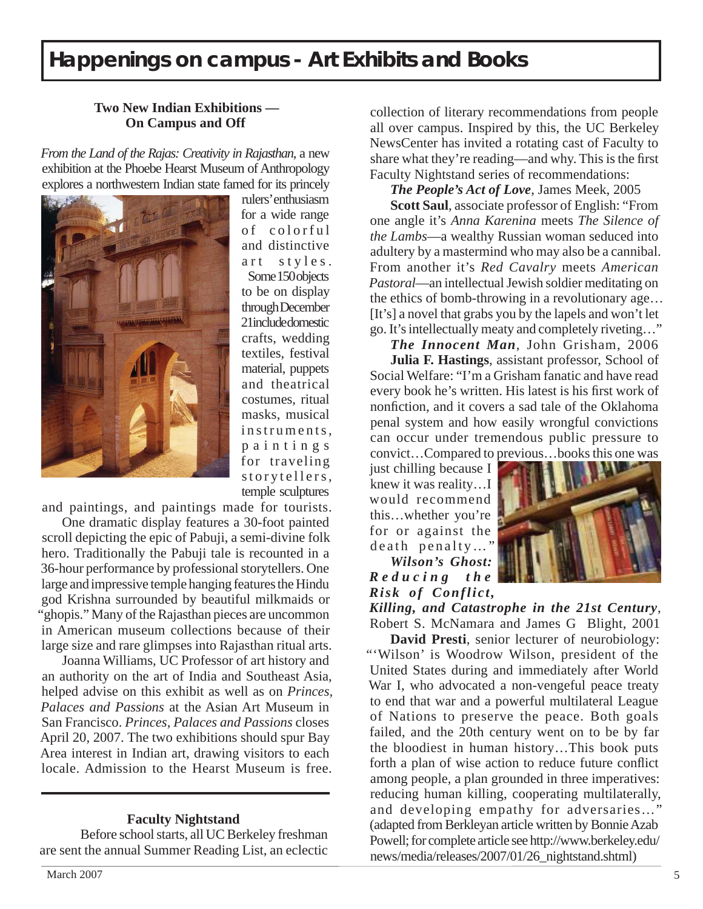# Happenings on campus - Art Exhibits and Books

### Two New Indian Exhibitions — On Campus and Off

*From the Land of the Rajas: Creativity in Rajasthan*, a new exhibition at the Phoebe Hearst Museum of Anthropology explores a northwestern Indian state famed for its princely rulers' enthusiasm for a wide range of colorful and distinctive art styles. Some 150 objects to be on display through December 21 include domestic crafts, wedding textiles, festival material, puppets and theatrical costumes, ritual masks, musical instruments, paintings for traveling storytellers, temple sculptures and paintings, and paintings made for tourists.

One dramatic display features a 30-foot painted scroll depicting the epic of Pabuji, a semi-divine folk hero. Traditionally the Pabuji tale is recounted in a 36-hour performance by professional storytellers. One large and impressive temple hanging features the Hindu god Krishna surrounded by beautiful milkmaids or "ghopis." Many of the Rajasthan pieces are uncommon in American museum collections because of their large size and rare glimpses into Rajasthan ritual arts.

Joanna Williams, UC Professor of art history and an authority on the art of India and Southeast Asia, helped advise on this exhibit as well as on *Princes, Palaces and Passions* at the Asian Art Museum in San Francisco. *Princes, Palaces and Passions* closes April 20, 2007. The two exhibitions should spur Bay Area interest in Indian art, drawing visitors to each locale. Admission to the Hearst Museum is free.

### Faculty Nightstand

Before school starts, all UC Berkeley freshman are sent the annual Summer Reading List, an eclectic collection of literary recommendations from people all over campus. Inspired by this, the UC Berkeley NewsCenter has invited a rotating cast of Faculty to share what they're reading—and why. This is the first Faculty Nightstand series of recommendations:

***The People's Act of Love***, James Meek, 2005

**Scott Saul**, associate professor of English: "From one angle it's *Anna Karenina* meets *The Silence of the Lambs*—a wealthy Russian woman seduced into adultery by a mastermind who may also be a cannibal. From another it's *Red Cavalry* meets *American Pastoral*—an intellectual Jewish soldier meditating on the ethics of bomb-throwing in a revolutionary age… [It's] a novel that grabs you by the lapels and won't let go. It's intellectually meaty and completely riveting…"

***The Innocent Man***, John Grisham, 2006

**Julia F. Hastings**, assistant professor, School of Social Welfare: "I'm a Grisham fanatic and have read every book he's written. His latest is his first work of nonfiction, and it covers a sad tale of the Oklahoma penal system and how easily wrongful convictions can occur under tremendous public pressure to convict…Compared to previous…books this one was just chilling because I knew it was reality…I would recommend this…whether you're for or against the death penalty…"

***Wilson's Ghost: Reducing the Risk of Conflict, Killing, and Catastrophe in the 21st Century***, Robert S. McNamara and James G Blight, 2001

**David Presti**, senior lecturer of neurobiology: "'Wilson' is Woodrow Wilson, president of the United States during and immediately after World War I, who advocated a non-vengeful peace treaty to end that war and a powerful multilateral League of Nations to preserve the peace. Both goals failed, and the 20th century went on to be by far the bloodiest in human history…This book puts forth a plan of wise action to reduce future conflict among people, a plan grounded in three imperatives: reducing human killing, cooperating multilaterally, and developing empathy for adversaries…" (adapted from Berkleyan article written by Bonnie Azab Powell; for complete article see http://www.berkeley.edu/news/media/releases/2007/01/26_nightstand.shtml)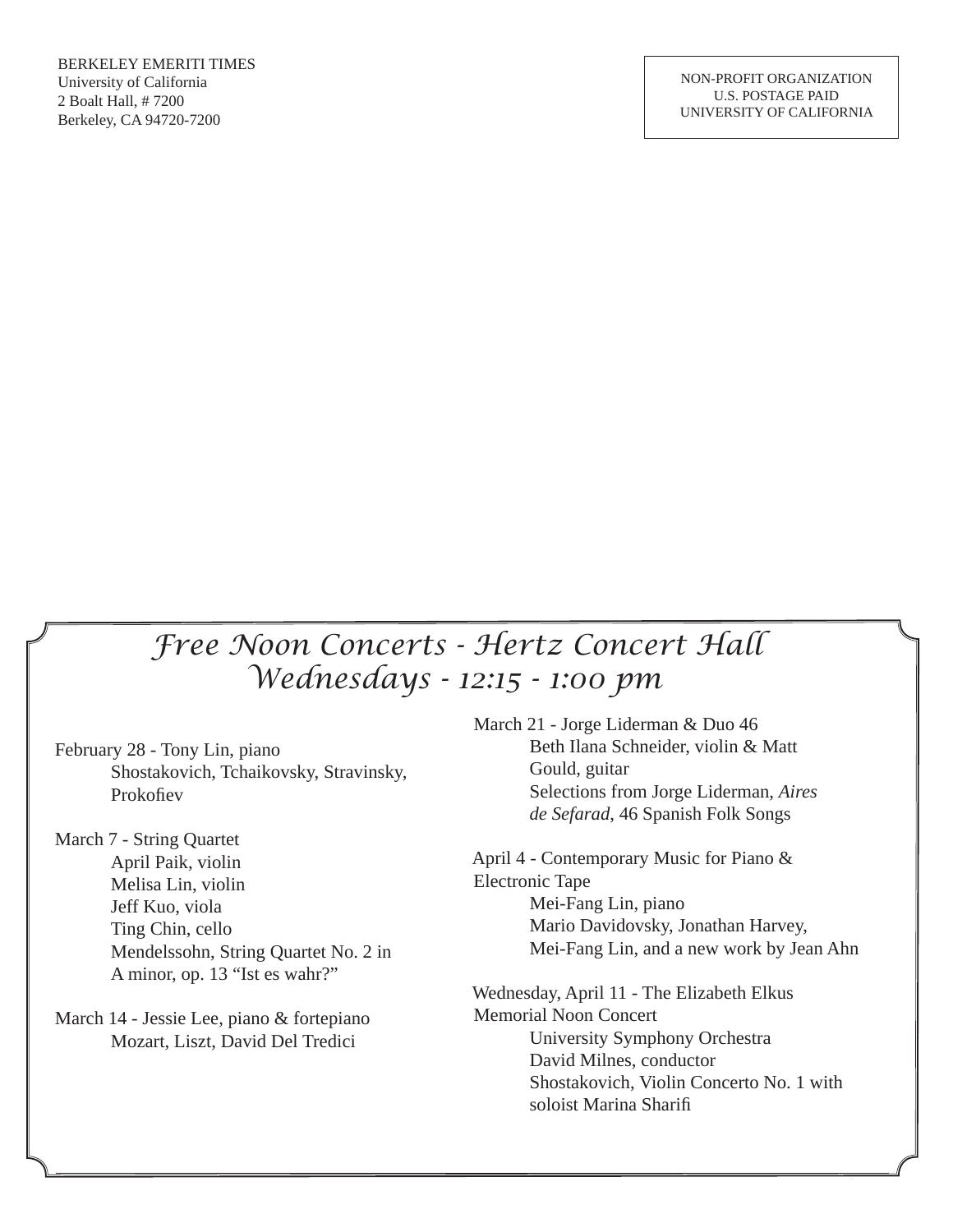BERKELEY EMERITI TIMES
University of California
2 Boalt Hall, # 7200
Berkeley, CA 94720-7200

NON-PROFIT ORGANIZATION
U.S. POSTAGE PAID
UNIVERSITY OF CALIFORNIA

## Free Noon Concerts - Hertz Concert Hall
## Wednesdays - 12:15 - 1:00 pm

February 28 - Tony Lin, piano
Shostakovich, Tchaikovsky, Stravinsky, Prokofiev

March 7 - String Quartet
April Paik, violin
Melisa Lin, violin
Jeff Kuo, viola
Ting Chin, cello
Mendelssohn, String Quartet No. 2 in A minor, op. 13 "Ist es wahr?"

March 14 - Jessie Lee, piano & fortepiano
Mozart, Liszt, David Del Tredici

March 21 - Jorge Liderman & Duo 46
Beth Ilana Schneider, violin & Matt Gould, guitar
Selections from Jorge Liderman, *Aires de Sefarad*, 46 Spanish Folk Songs

April 4 - Contemporary Music for Piano & Electronic Tape
Mei-Fang Lin, piano
Mario Davidovsky, Jonathan Harvey, Mei-Fang Lin, and a new work by Jean Ahn

Wednesday, April 11 - The Elizabeth Elkus Memorial Noon Concert
University Symphony Orchestra
David Milnes, conductor
Shostakovich, Violin Concerto No. 1 with soloist Marina Sharifi